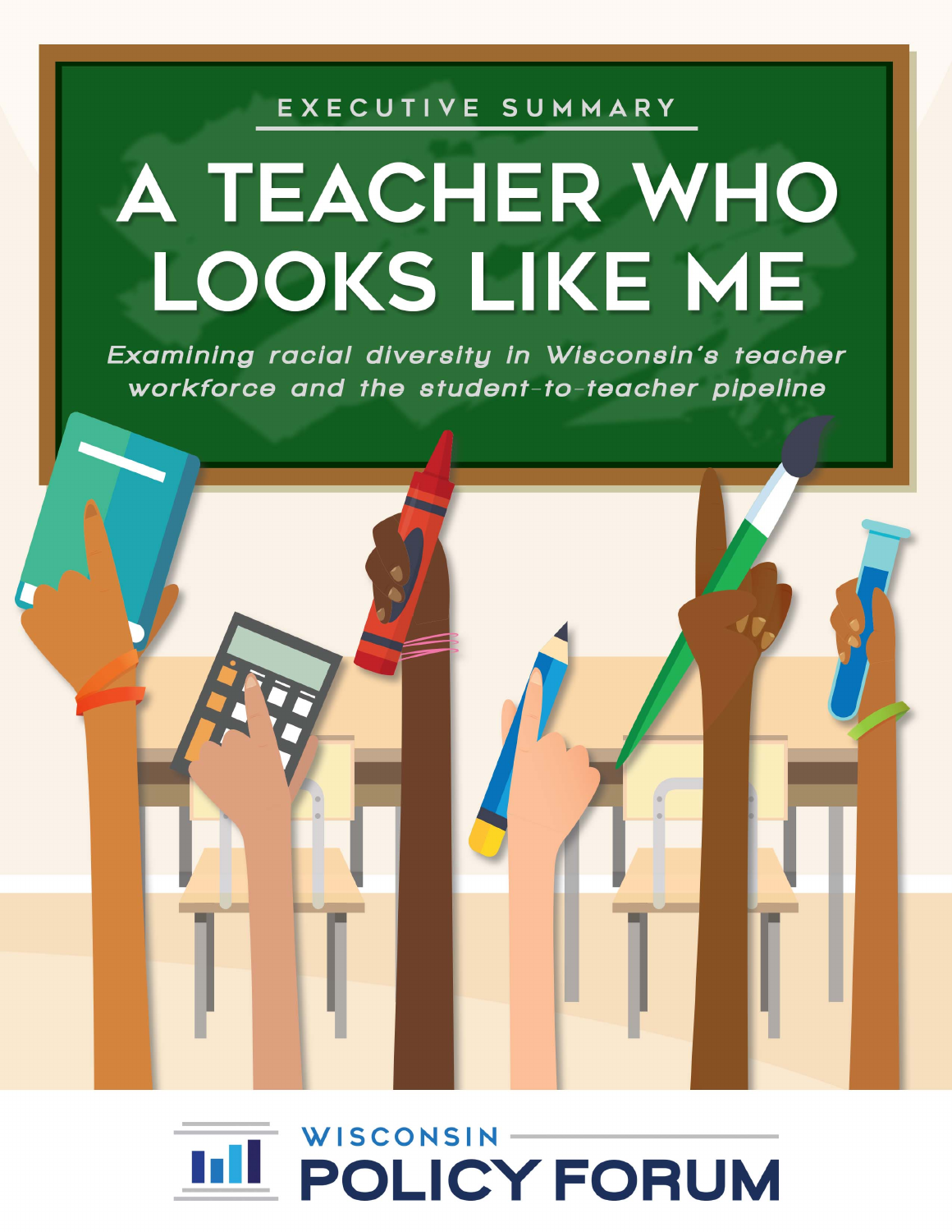EXECUTIVE SUMMARY

# A TEACHER WHO LOOKS LIKE ME

*Examining racial diversity in Wisconsin's teacher workforce and the student-to-teacher pipeline*

WISCONSIN POLICY FORUM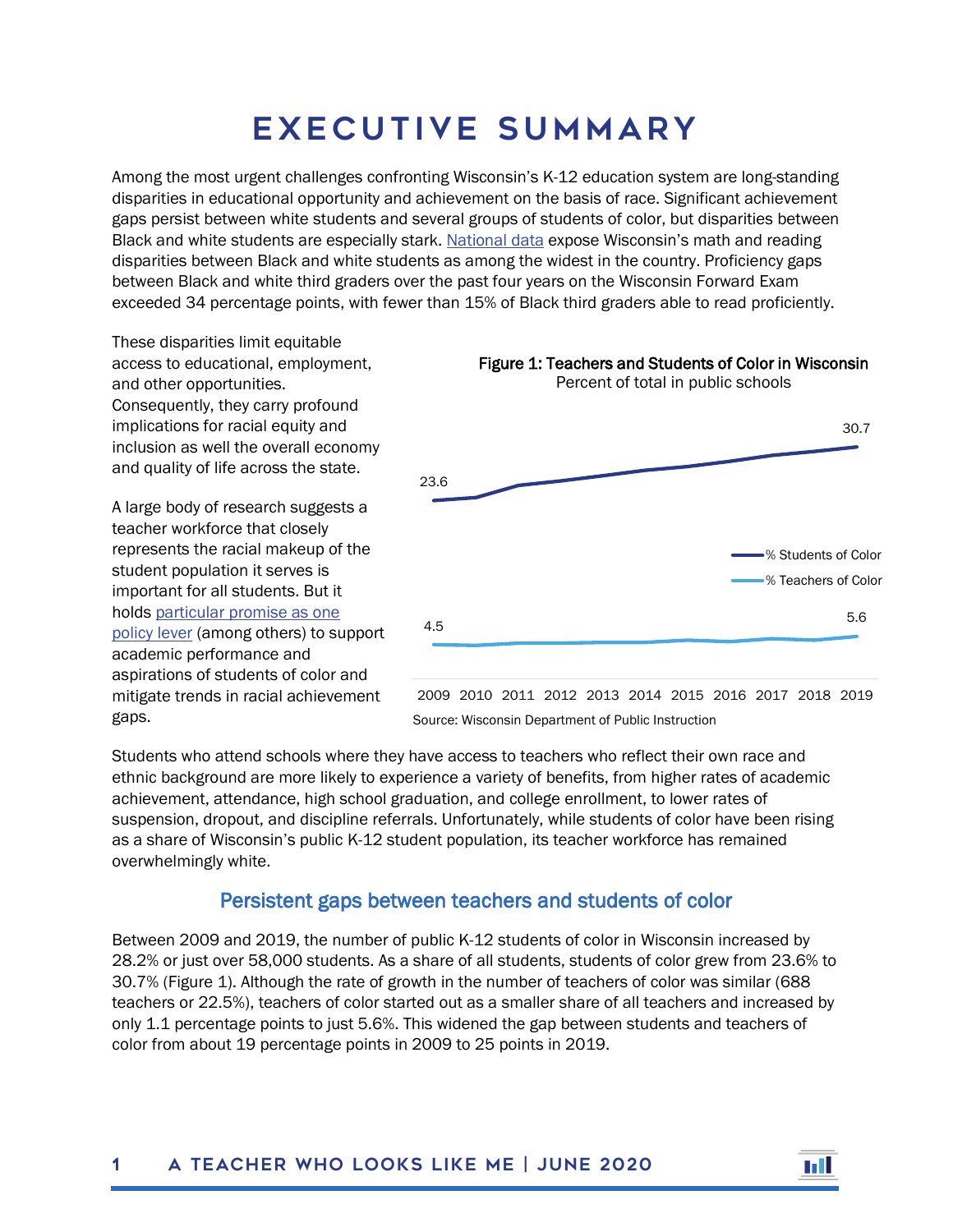# EXECUTIVE SUMMARY

Among the most urgent challenges confronting Wisconsin's K-12 education system are long-standing disparities in educational opportunity and achievement on the basis of race. Significant achievement gaps persist between white students and several groups of students of color, but disparities between Black and white students are especially stark. National data expose Wisconsin's math and reading disparities between Black and white students as among the widest in the country. Proficiency gaps between Black and white third graders over the past four years on the Wisconsin Forward Exam exceeded 34 percentage points, with fewer than 15% of Black third graders able to read proficiently.

These disparities limit equitable access to educational, employment, and other opportunities. Consequently, they carry profound implications for racial equity and inclusion as well the overall economy and quality of life across the state.

A large body of research suggests a teacher workforce that closely represents the racial makeup of the student population it serves is important for all students. But it holds particular promise as one policy lever (among others) to support academic performance and aspirations of students of color and mitigate trends in racial achievement gaps.

**Figure 1: Teachers and Students of Color in Wisconsin**
Percent of total in public schools

| Year | % Students of Color | % Teachers of Color |
|---|---|---|
| 2009 | 23.6 | 4.5 |
| 2019 | 30.7 | 5.6 |

Source: Wisconsin Department of Public Instruction

Students who attend schools where they have access to teachers who reflect their own race and ethnic background are more likely to experience a variety of benefits, from higher rates of academic achievement, attendance, high school graduation, and college enrollment, to lower rates of suspension, dropout, and discipline referrals. Unfortunately, while students of color have been rising as a share of Wisconsin's public K-12 student population, its teacher workforce has remained overwhelmingly white.

## Persistent gaps between teachers and students of color

Between 2009 and 2019, the number of public K-12 students of color in Wisconsin increased by 28.2% or just over 58,000 students. As a share of all students, students of color grew from 23.6% to 30.7% (Figure 1). Although the rate of growth in the number of teachers of color was similar (688 teachers or 22.5%), teachers of color started out as a smaller share of all teachers and increased by only 1.1 percentage points to just 5.6%. This widened the gap between students and teachers of color from about 19 percentage points in 2009 to 25 points in 2019.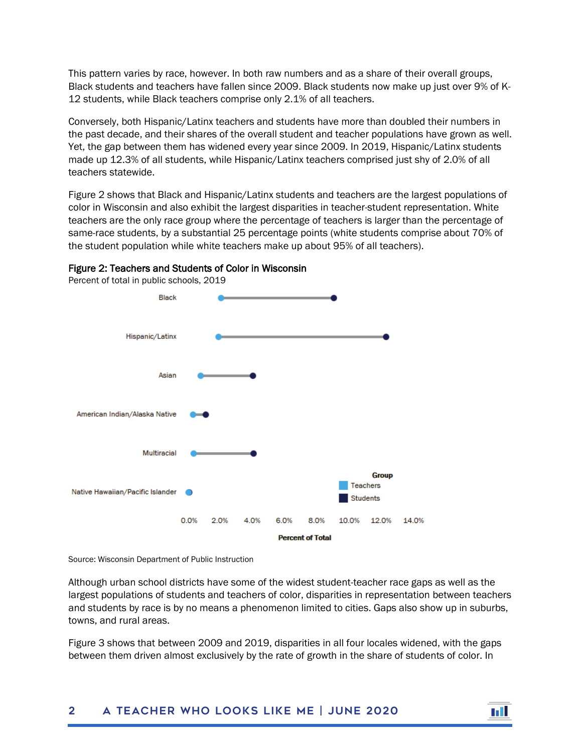This pattern varies by race, however. In both raw numbers and as a share of their overall groups, Black students and teachers have fallen since 2009. Black students now make up just over 9% of K-12 students, while Black teachers comprise only 2.1% of all teachers.

Conversely, both Hispanic/Latinx teachers and students have more than doubled their numbers in the past decade, and their shares of the overall student and teacher populations have grown as well. Yet, the gap between them has widened every year since 2009. In 2019, Hispanic/Latinx students made up 12.3% of all students, while Hispanic/Latinx teachers comprised just shy of 2.0% of all teachers statewide.

Figure 2 shows that Black and Hispanic/Latinx students and teachers are the largest populations of color in Wisconsin and also exhibit the largest disparities in teacher-student representation. White teachers are the only race group where the percentage of teachers is larger than the percentage of same-race students, by a substantial 25 percentage points (white students comprise about 70% of the student population while white teachers make up about 95% of all teachers).

**Figure 2: Teachers and Students of Color in Wisconsin**
Percent of total in public schools, 2019

Source: Wisconsin Department of Public Instruction

Although urban school districts have some of the widest student-teacher race gaps as well as the largest populations of students and teachers of color, disparities in representation between teachers and students by race is by no means a phenomenon limited to cities. Gaps also show up in suburbs, towns, and rural areas.

Figure 3 shows that between 2009 and 2019, disparities in all four locales widened, with the gaps between them driven almost exclusively by the rate of growth in the share of students of color. In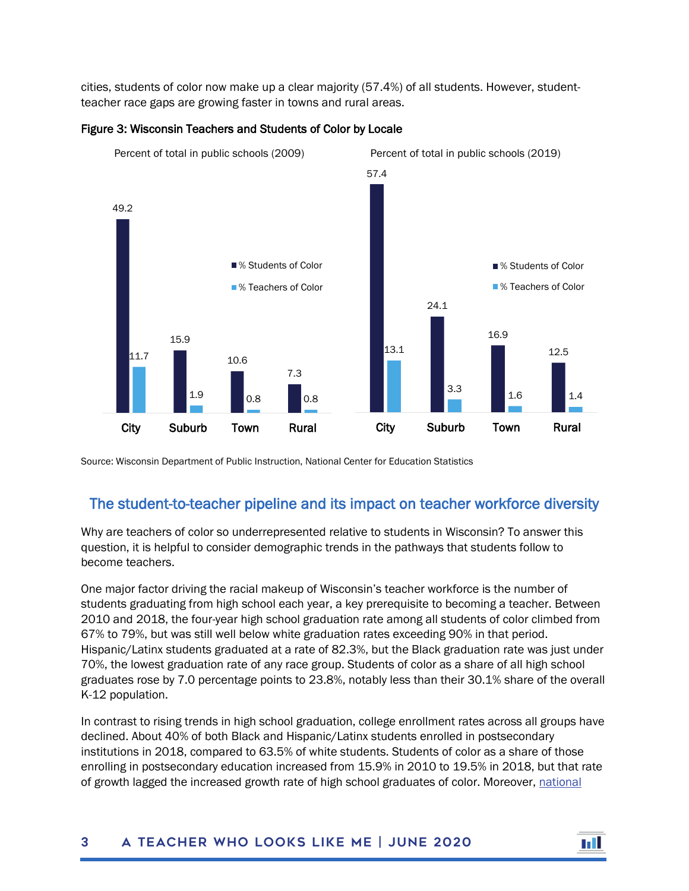cities, students of color now make up a clear majority (57.4%) of all students. However, student-teacher race gaps are growing faster in towns and rural areas.

**Figure 3: Wisconsin Teachers and Students of Color by Locale**

Percent of total in public schools (2009)

| Locale | % Students of Color | % Teachers of Color |
|---|---|---|
| City | 49.2 | 11.7 |
| Suburb | 15.9 | 1.9 |
| Town | 10.6 | 0.8 |
| Rural | 7.3 | 0.8 |

Percent of total in public schools (2019)

| Locale | % Students of Color | % Teachers of Color |
|---|---|---|
| City | 57.4 | 13.1 |
| Suburb | 24.1 | 3.3 |
| Town | 16.9 | 1.6 |
| Rural | 12.5 | 1.4 |

Source: Wisconsin Department of Public Instruction, National Center for Education Statistics

## The student-to-teacher pipeline and its impact on teacher workforce diversity

Why are teachers of color so underrepresented relative to students in Wisconsin? To answer this question, it is helpful to consider demographic trends in the pathways that students follow to become teachers.

One major factor driving the racial makeup of Wisconsin's teacher workforce is the number of students graduating from high school each year, a key prerequisite to becoming a teacher. Between 2010 and 2018, the four-year high school graduation rate among all students of color climbed from 67% to 79%, but was still well below white graduation rates exceeding 90% in that period. Hispanic/Latinx students graduated at a rate of 82.3%, but the Black graduation rate was just under 70%, the lowest graduation rate of any race group. Students of color as a share of all high school graduates rose by 7.0 percentage points to 23.8%, notably less than their 30.1% share of the overall K-12 population.

In contrast to rising trends in high school graduation, college enrollment rates across all groups have declined. About 40% of both Black and Hispanic/Latinx students enrolled in postsecondary institutions in 2018, compared to 63.5% of white students. Students of color as a share of those enrolling in postsecondary education increased from 15.9% in 2010 to 19.5% in 2018, but that rate of growth lagged the increased growth rate of high school graduates of color. Moreover, national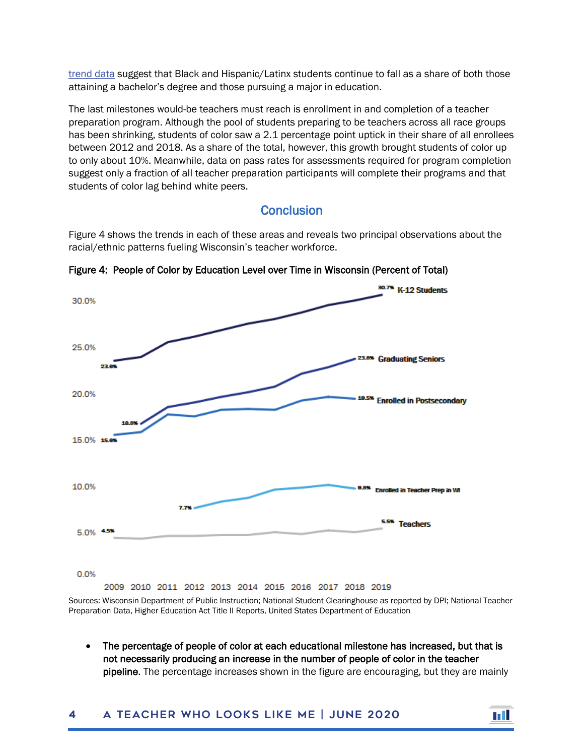trend data suggest that Black and Hispanic/Latinx students continue to fall as a share of both those attaining a bachelor's degree and those pursuing a major in education.

The last milestones would-be teachers must reach is enrollment in and completion of a teacher preparation program. Although the pool of students preparing to be teachers across all race groups has been shrinking, students of color saw a 2.1 percentage point uptick in their share of all enrollees between 2012 and 2018. As a share of the total, however, this growth brought students of color up to only about 10%. Meanwhile, data on pass rates for assessments required for program completion suggest only a fraction of all teacher preparation participants will complete their programs and that students of color lag behind white peers.

## Conclusion

Figure 4 shows the trends in each of these areas and reveals two principal observations about the racial/ethnic patterns fueling Wisconsin's teacher workforce.

**Figure 4: People of Color by Education Level over Time in Wisconsin (Percent of Total)**

Sources: Wisconsin Department of Public Instruction; National Student Clearinghouse as reported by DPI; National Teacher Preparation Data, Higher Education Act Title II Reports, United States Department of Education

- **The percentage of people of color at each educational milestone has increased, but that is not necessarily producing an increase in the number of people of color in the teacher pipeline**. The percentage increases shown in the figure are encouraging, but they are mainly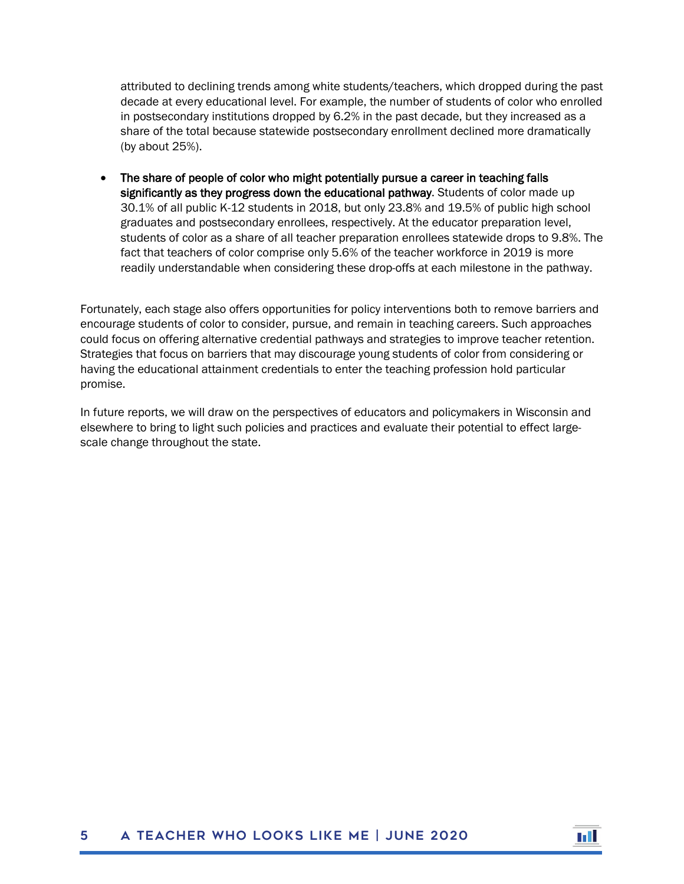attributed to declining trends among white students/teachers, which dropped during the past decade at every educational level. For example, the number of students of color who enrolled in postsecondary institutions dropped by 6.2% in the past decade, but they increased as a share of the total because statewide postsecondary enrollment declined more dramatically (by about 25%).

- **The share of people of color who might potentially pursue a career in teaching falls significantly as they progress down the educational pathway**. Students of color made up 30.1% of all public K-12 students in 2018, but only 23.8% and 19.5% of public high school graduates and postsecondary enrollees, respectively. At the educator preparation level, students of color as a share of all teacher preparation enrollees statewide drops to 9.8%. The fact that teachers of color comprise only 5.6% of the teacher workforce in 2019 is more readily understandable when considering these drop-offs at each milestone in the pathway.

Fortunately, each stage also offers opportunities for policy interventions both to remove barriers and encourage students of color to consider, pursue, and remain in teaching careers. Such approaches could focus on offering alternative credential pathways and strategies to improve teacher retention. Strategies that focus on barriers that may discourage young students of color from considering or having the educational attainment credentials to enter the teaching profession hold particular promise.

In future reports, we will draw on the perspectives of educators and policymakers in Wisconsin and elsewhere to bring to light such policies and practices and evaluate their potential to effect large-scale change throughout the state.